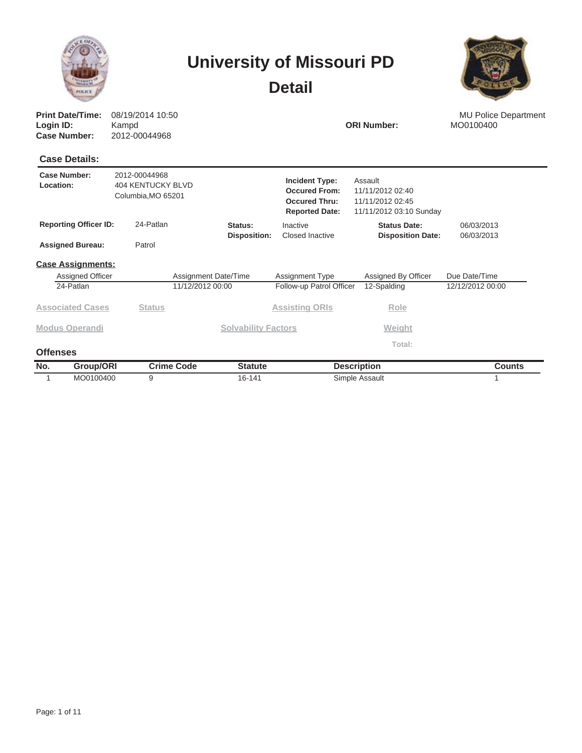# University of Missouri PD

## Detail

**Print Date/Time:** 08/19/2014 10:50
**Login ID:** Kampd
**Case Number:** 2012-00044968

MU Police Department
**ORI Number:** MO0100400

### Case Details:

**Case Number:** 2012-00044968
**Location:** 404 KENTUCKY BLVD
Columbia,MO 65201

**Incident Type:** Assault
**Occured From:** 11/11/2012 02:40
**Occured Thru:** 11/11/2012 02:45
**Reported Date:** 11/11/2012 03:10 Sunday

**Reporting Officer ID:** 24-Patlan
**Status:** Inactive
**Disposition:** Closed Inactive
**Status Date:** 06/03/2013
**Disposition Date:** 06/03/2013

**Assigned Bureau:** Patrol

### Case Assignments:

| Assigned Officer | Assignment Date/Time | Assignment Type | Assigned By Officer | Due Date/Time |
|---|---|---|---|---|
| 24-Patlan | 11/12/2012 00:00 | Follow-up Patrol Officer | 12-Spalding | 12/12/2012 00:00 |

| Associated Cases | Status | Assisting ORIs | Role |
|---|---|---|---|

| Modus Operandi | Solvability Factors | Weight |
|---|---|---|

Total:

### Offenses

| No. | Group/ORI | Crime Code | Statute | Description | Counts |
|---|---|---|---|---|---|
| 1 | MO0100400 | 9 | 16-141 | Simple Assault | 1 |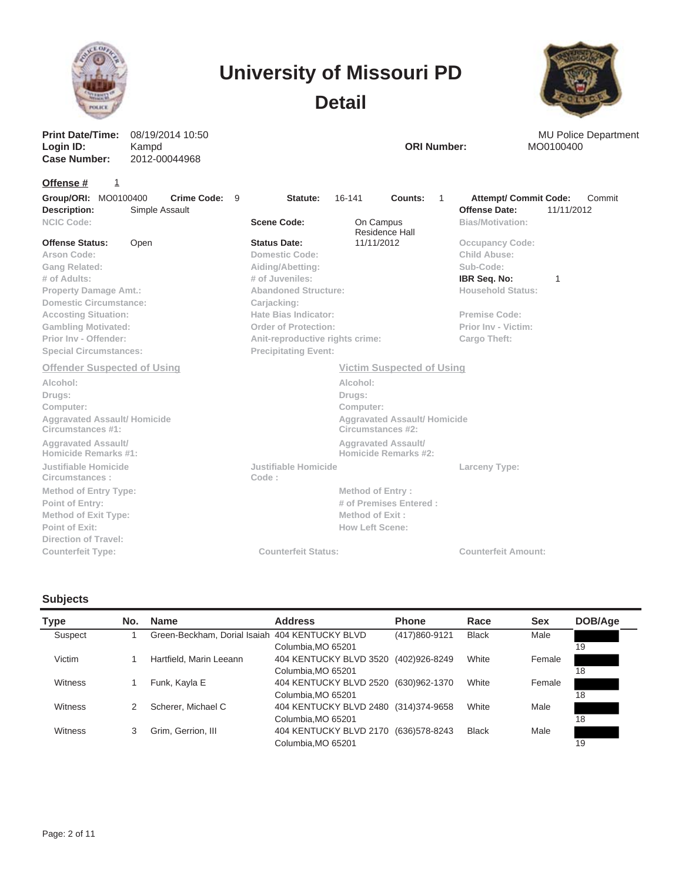# University of Missouri PD

## Detail

**Print Date/Time:** 08/19/2014 10:50
**Login ID:** Kampd
**Case Number:** 2012-00044968

MU Police Department
**ORI Number:** MO0100400

**Offense #** 1

| | | | | | |
|---|---|---|---|---|---|
| **Group/ORI:** MO0100400 | **Crime Code:** 9 | **Statute:** 16-141 | **Counts:** 1 | **Attempt/ Commit Code:** | Commit |
| **Description:** | Simple Assault | | | **Offense Date:** | 11/11/2012 |
| NCIC Code: | | **Scene Code:** | On Campus Residence Hall | Bias/Motivation: | |
| **Offense Status:** | Open | **Status Date:** | 11/11/2012 | Occupancy Code: | |
| Arson Code: | | Domestic Code: | | Child Abuse: | |
| Gang Related: | | Aiding/Abetting: | | Sub-Code: | |
| # of Adults: | | # of Juveniles: | | **IBR Seq. No:** | 1 |
| Property Damage Amt.: | | Abandoned Structure: | | Household Status: | |
| Domestic Circumstance: | | Carjacking: | | | |
| Accosting Situation: | | Hate Bias Indicator: | | Premise Code: | |
| Gambling Motivated: | | Order of Protection: | | Prior Inv - Victim: | |
| Prior Inv - Offender: | | Anit-reproductive rights crime: | | Cargo Theft: | |
| Special Circumstances: | | Precipitating Event: | | | |

**Offender Suspected of Using**

Alcohol:
Drugs:
Computer:
Aggravated Assault/ Homicide Circumstances #1:
Aggravated Assault/ Homicide Remarks #1:

**Victim Suspected of Using**

Alcohol:
Drugs:
Computer:
Aggravated Assault/ Homicide Circumstances #2:
Aggravated Assault/ Homicide Remarks #2:

Justifiable Homicide Circumstances :
Justifiable Homicide Code :
Larceny Type:

Method of Entry Type:
Point of Entry:
Method of Exit Type:
Point of Exit:
Direction of Travel:

Method of Entry :
# of Premises Entered :
Method of Exit :
How Left Scene:

Counterfeit Type:
Counterfeit Status:
Counterfeit Amount:

### Subjects

| Type | No. | Name | Address | Phone | Race | Sex | DOB/Age |
|---|---|---|---|---|---|---|---|
| Suspect | 1 | Green-Beckham, Dorial Isaiah | 404 KENTUCKY BLVD Columbia,MO 65201 | (417)860-9121 | Black | Male | 19 |
| Victim | 1 | Hartfield, Marin Leeann | 404 KENTUCKY BLVD 3520 Columbia,MO 65201 | (402)926-8249 | White | Female | 18 |
| Witness | 1 | Funk, Kayla E | 404 KENTUCKY BLVD 2520 Columbia,MO 65201 | (630)962-1370 | White | Female | 18 |
| Witness | 2 | Scherer, Michael C | 404 KENTUCKY BLVD 2480 Columbia,MO 65201 | (314)374-9658 | White | Male | 18 |
| Witness | 3 | Grim, Gerrion, III | 404 KENTUCKY BLVD 2170 Columbia,MO 65201 | (636)578-8243 | Black | Male | 19 |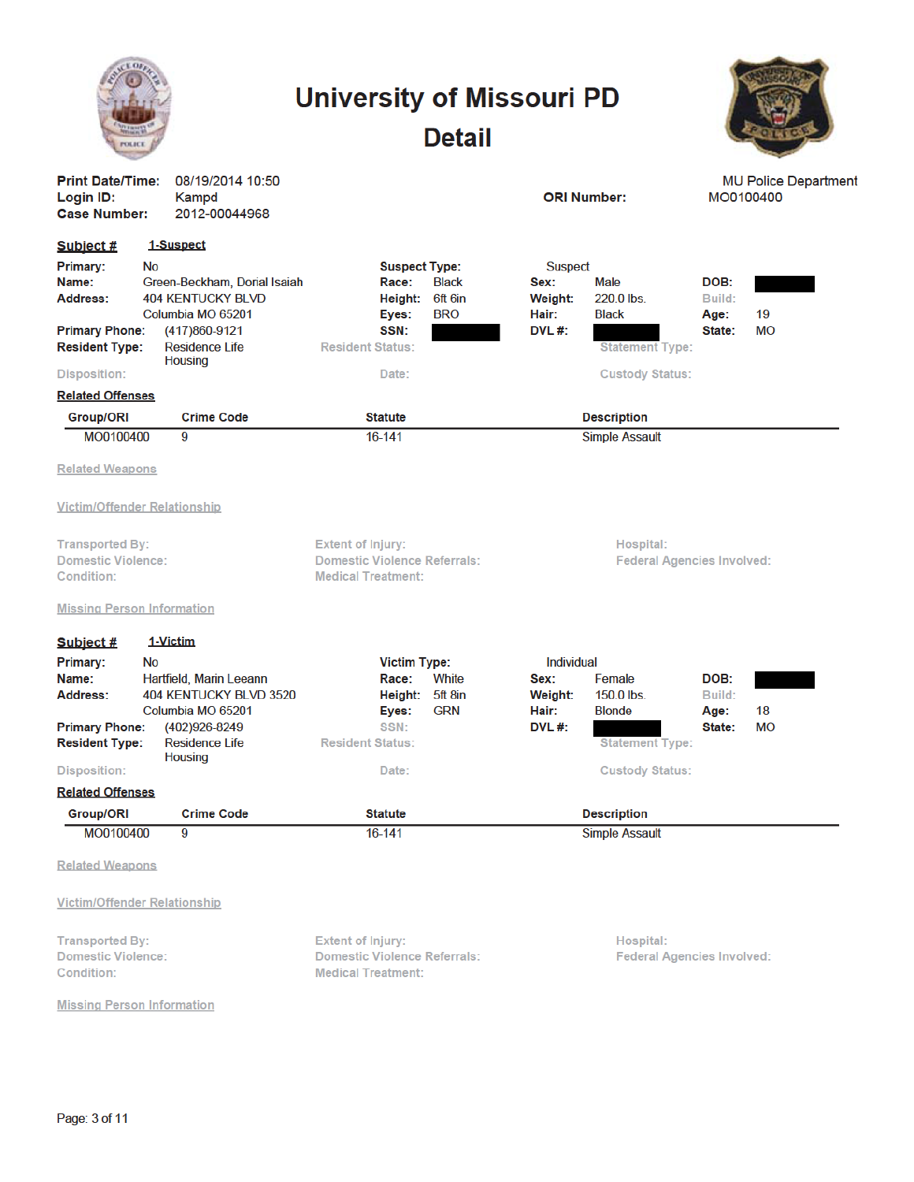# University of Missouri PD

## Detail

**Print Date/Time:** 08/19/2014 10:50
**Login ID:** Kampd
**Case Number:** 2012-00044968

MU Police Department
**ORI Number:** MO0100400

### Subject # 1-Suspect

| | | | | | | | |
|---|---|---|---|---|---|---|---|
| **Primary:** | No | **Suspect Type:** | | Suspect | | | |
| **Name:** | Green-Beckham, Dorial Isaiah | **Race:** | Black | **Sex:** | Male | **DOB:** | [REDACTED] |
| **Address:** | 404 KENTUCKY BLVD | **Height:** | 6ft 6in | **Weight:** | 220.0 lbs. | **Build:** | |
| | Columbia MO 65201 | **Eyes:** | BRO | **Hair:** | Black | **Age:** | 19 |
| **Primary Phone:** | (417)860-9121 | **SSN:** | [REDACTED] | **DVL #:** | [REDACTED] | **State:** | MO |
| **Resident Type:** | Residence Life Housing | **Resident Status:** | | **Statement Type:** | | | |
| **Disposition:** | | **Date:** | | **Custody Status:** | | | |

**Related Offenses**

| Group/ORI | Crime Code | Statute | Description |
|---|---|---|---|
| MO0100400 | 9 | 16-141 | Simple Assault |

Related Weapons

Victim/Offender Relationship

Transported By:
Domestic Violence:
Condition:
Extent of Injury:
Domestic Violence Referrals:
Medical Treatment:
Hospital:
Federal Agencies Involved:

Missing Person Information

### Subject # 1-Victim

| | | | | | | | |
|---|---|---|---|---|---|---|---|
| **Primary:** | No | **Victim Type:** | | Individual | | | |
| **Name:** | Hartfield, Marin Leeann | **Race:** | White | **Sex:** | Female | **DOB:** | [REDACTED] |
| **Address:** | 404 KENTUCKY BLVD 3520 | **Height:** | 5ft 8in | **Weight:** | 150.0 lbs. | **Build:** | |
| | Columbia MO 65201 | **Eyes:** | GRN | **Hair:** | Blonde | **Age:** | 18 |
| **Primary Phone:** | (402)926-8249 | **SSN:** | | **DVL #:** | [REDACTED] | **State:** | MO |
| **Resident Type:** | Residence Life Housing | **Resident Status:** | | **Statement Type:** | | | |
| **Disposition:** | | **Date:** | | **Custody Status:** | | | |

**Related Offenses**

| Group/ORI | Crime Code | Statute | Description |
|---|---|---|---|
| MO0100400 | 9 | 16-141 | Simple Assault |

Related Weapons

Victim/Offender Relationship

Transported By:
Domestic Violence:
Condition:
Extent of Injury:
Domestic Violence Referrals:
Medical Treatment:
Hospital:
Federal Agencies Involved:

Missing Person Information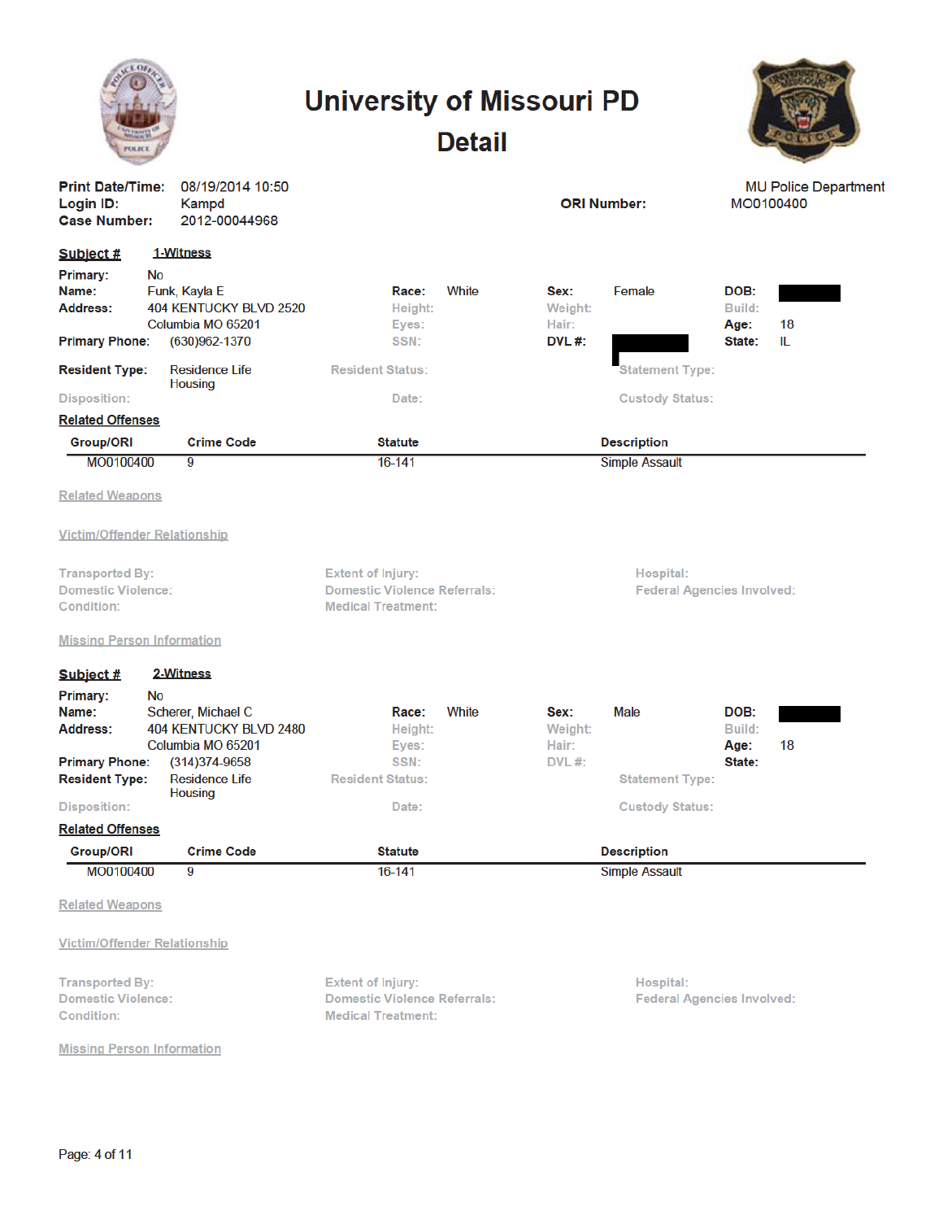# University of Missouri PD

## Detail

**Print Date/Time:** 08/19/2014 10:50
**Login ID:** Kampd
**Case Number:** 2012-00044968

MU Police Department
**ORI Number:** MO0100400

### Subject # 1-Witness

**Primary:** No
**Name:** Funk, Kayla E
**Address:** 404 KENTUCKY BLVD 2520
Columbia MO 65201
**Primary Phone:** (630)962-1370

**Race:** White
**Height:**
**Eyes:**
**SSN:**

**Sex:** Female
**Weight:**
**Hair:**
**DVL #:** [REDACTED]

**DOB:** [REDACTED]
**Build:**
**Age:** 18
**State:** IL

**Resident Type:** Residence Life Housing
**Resident Status:**
**Statement Type:**
**Disposition:**
**Date:**
**Custody Status:**

**Related Offenses**

| Group/ORI | Crime Code | Statute | Description |
|---|---|---|---|
| MO0100400 | 9 | 16-141 | Simple Assault |

Related Weapons

Victim/Offender Relationship

Transported By:
Extent of Injury:
Hospital:
Domestic Violence:
Domestic Violence Referrals:
Federal Agencies Involved:
Condition:
Medical Treatment:

Missing Person Information

### Subject # 2-Witness

**Primary:** No
**Name:** Scherer, Michael C
**Address:** 404 KENTUCKY BLVD 2480
Columbia MO 65201
**Primary Phone:** (314)374-9658

**Race:** White
**Height:**
**Eyes:**
**SSN:**

**Sex:** Male
**Weight:**
**Hair:**
**DVL #:**

**DOB:** [REDACTED]
**Build:**
**Age:** 18
**State:**

**Resident Type:** Residence Life Housing
**Resident Status:**
**Statement Type:**
**Disposition:**
**Date:**
**Custody Status:**

**Related Offenses**

| Group/ORI | Crime Code | Statute | Description |
|---|---|---|---|
| MO0100400 | 9 | 16-141 | Simple Assault |

Related Weapons

Victim/Offender Relationship

Transported By:
Extent of Injury:
Hospital:
Domestic Violence:
Domestic Violence Referrals:
Federal Agencies Involved:
Condition:
Medical Treatment:

Missing Person Information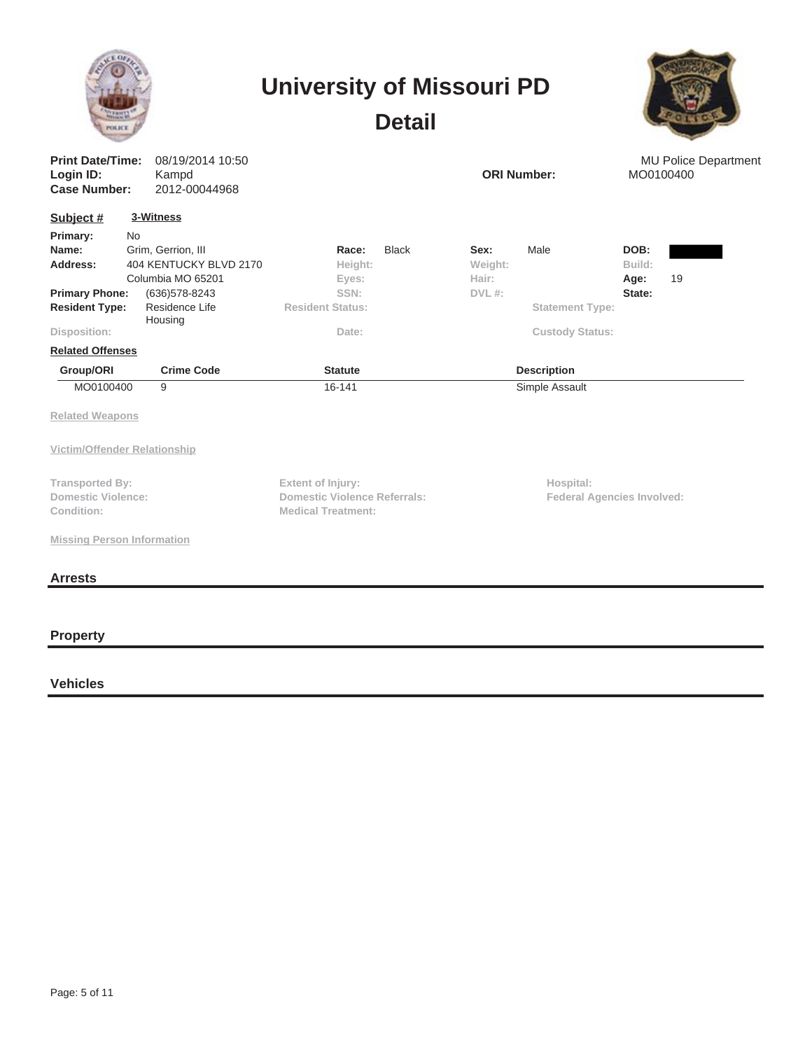# University of Missouri PD

## Detail

**Print Date/Time:** 08/19/2014 10:50
**Login ID:** Kampd
**Case Number:** 2012-00044968

**ORI Number:** MO0100400

MU Police Department

**Subject #** 3-Witness

**Primary:** No
**Name:** Grim, Gerrion, III
**Address:** 404 KENTUCKY BLVD 2170
Columbia MO 65201
**Primary Phone:** (636)578-8243
**Resident Type:** Residence Life Housing
**Disposition:**

**Race:** Black
**Height:**
**Eyes:**
**SSN:**
**Resident Status:**
**Date:**

**Sex:** Male
**Weight:**
**Hair:**
**DVL #:**
**Statement Type:**
**Custody Status:**

**DOB:** [REDACTED]
**Build:**
**Age:** 19
**State:**

**Related Offenses**

| Group/ORI | Crime Code | Statute | Description |
| --- | --- | --- | --- |
| MO0100400 | 9 | 16-141 | Simple Assault |

**Related Weapons**

**Victim/Offender Relationship**

**Transported By:**
**Domestic Violence:**
**Condition:**

**Extent of Injury:**
**Domestic Violence Referrals:**
**Medical Treatment:**

**Hospital:**
**Federal Agencies Involved:**

**Missing Person Information**

## Arrests

## Property

## Vehicles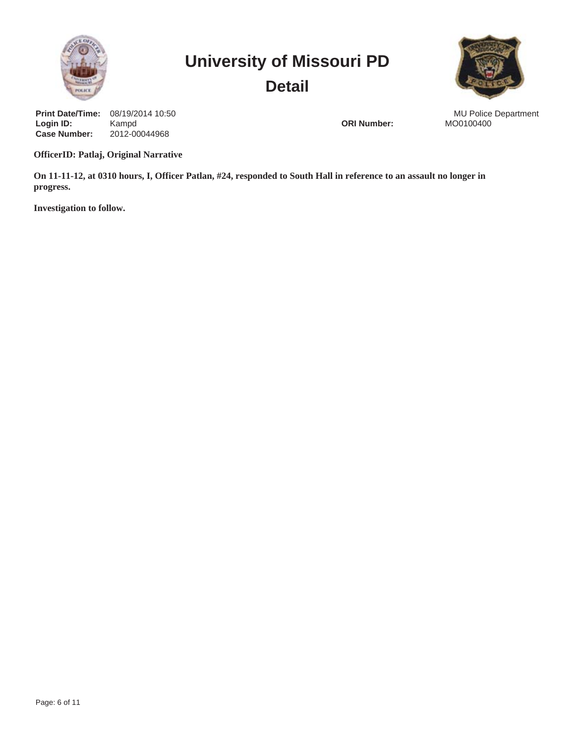# University of Missouri PD

## Detail

**Print Date/Time:** 08/19/2014 10:50
**Login ID:** Kampd
**Case Number:** 2012-00044968

**ORI Number:** MO0100400

MU Police Department

**OfficerID: Patlaj, Original Narrative**

**On 11-11-12, at 0310 hours, I, Officer Patlan, #24, responded to South Hall in reference to an assault no longer in progress.**

**Investigation to follow.**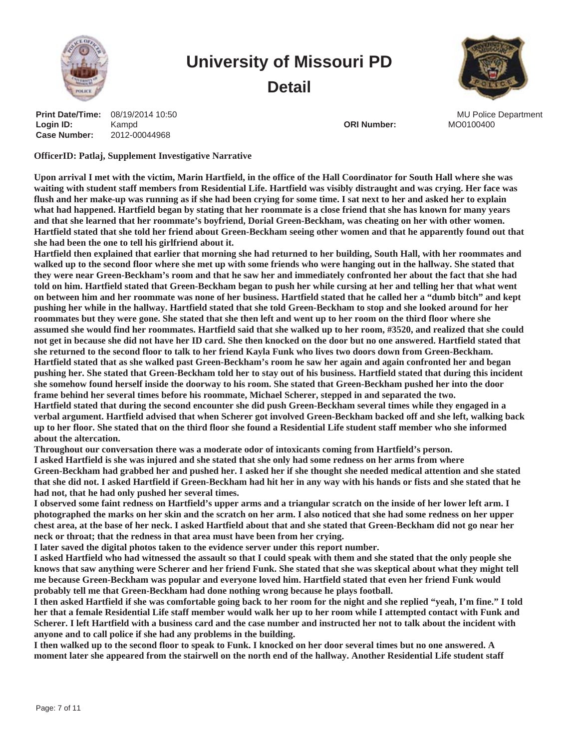# University of Missouri PD

## Detail

**Print Date/Time:** 08/19/2014 10:50 MU Police Department
**Login ID:** Kampd **ORI Number:** MO0100400
**Case Number:** 2012-00044968

**OfficerID: Patlaj, Supplement Investigative Narrative**

**Upon arrival I met with the victim, Marin Hartfield, in the office of the Hall Coordinator for South Hall where she was waiting with student staff members from Residential Life. Hartfield was visibly distraught and was crying. Her face was flush and her make-up was running as if she had been crying for some time. I sat next to her and asked her to explain what had happened. Hartfield began by stating that her roommate is a close friend that she has known for many years and that she learned that her roommate's boyfriend, Dorial Green-Beckham, was cheating on her with other women. Hartfield stated that she told her friend about Green-Beckham seeing other women and that he apparently found out that she had been the one to tell his girlfriend about it.**

**Hartfield then explained that earlier that morning she had returned to her building, South Hall, with her roommates and walked up to the second floor where she met up with some friends who were hanging out in the hallway. She stated that they were near Green-Beckham's room and that he saw her and immediately confronted her about the fact that she had told on him. Hartfield stated that Green-Beckham began to push her while cursing at her and telling her that what went on between him and her roommate was none of her business. Hartfield stated that he called her a "dumb bitch" and kept pushing her while in the hallway. Hartfield stated that she told Green-Beckham to stop and she looked around for her roommates but they were gone. She stated that she then left and went up to her room on the third floor where she assumed she would find her roommates. Hartfield said that she walked up to her room, #3520, and realized that she could not get in because she did not have her ID card. She then knocked on the door but no one answered. Hartfield stated that she returned to the second floor to talk to her friend Kayla Funk who lives two doors down from Green-Beckham. Hartfield stated that as she walked past Green-Beckham's room he saw her again and again confronted her and began pushing her. She stated that Green-Beckham told her to stay out of his business. Hartfield stated that during this incident she somehow found herself inside the doorway to his room. She stated that Green-Beckham pushed her into the door frame behind her several times before his roommate, Michael Scherer, stepped in and separated the two.**

**Hartfield stated that during the second encounter she did push Green-Beckham several times while they engaged in a verbal argument. Hartfield advised that when Scherer got involved Green-Beckham backed off and she left, walking back up to her floor. She stated that on the third floor she found a Residential Life student staff member who she informed about the altercation.**

**Throughout our conversation there was a moderate odor of intoxicants coming from Hartfield's person.**

**I asked Hartfield is she was injured and she stated that she only had some redness on her arms from where Green-Beckham had grabbed her and pushed her. I asked her if she thought she needed medical attention and she stated that she did not. I asked Hartfield if Green-Beckham had hit her in any way with his hands or fists and she stated that he had not, that he had only pushed her several times.**

**I observed some faint redness on Hartfield's upper arms and a triangular scratch on the inside of her lower left arm. I photographed the marks on her skin and the scratch on her arm. I also noticed that she had some redness on her upper chest area, at the base of her neck. I asked Hartfield about that and she stated that Green-Beckham did not go near her neck or throat; that the redness in that area must have been from her crying.**

**I later saved the digital photos taken to the evidence server under this report number.**

**I asked Hartfield who had witnessed the assault so that I could speak with them and she stated that the only people she knows that saw anything were Scherer and her friend Funk. She stated that she was skeptical about what they might tell me because Green-Beckham was popular and everyone loved him. Hartfield stated that even her friend Funk would probably tell me that Green-Beckham had done nothing wrong because he plays football.**

**I then asked Hartfield if she was comfortable going back to her room for the night and she replied "yeah, I'm fine." I told her that a female Residential Life staff member would walk her up to her room while I attempted contact with Funk and Scherer. I left Hartfield with a business card and the case number and instructed her not to talk about the incident with anyone and to call police if she had any problems in the building.**

**I then walked up to the second floor to speak to Funk. I knocked on her door several times but no one answered. A moment later she appeared from the stairwell on the north end of the hallway. Another Residential Life student staff**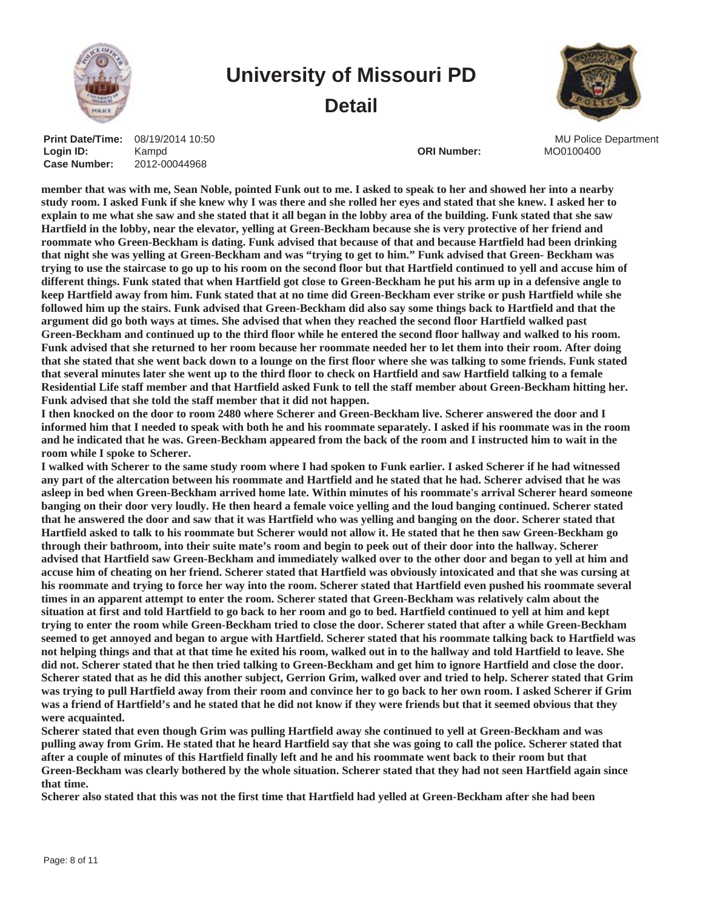member that was with me, Sean Noble, pointed Funk out to me. I asked to speak to her and showed her into a nearby study room. I asked Funk if she knew why I was there and she rolled her eyes and stated that she knew. I asked her to explain to me what she saw and she stated that it all began in the lobby area of the building. Funk stated that she saw Hartfield in the lobby, near the elevator, yelling at Green-Beckham because she is very protective of her friend and roommate who Green-Beckham is dating. Funk advised that because of that and because Hartfield had been drinking that night she was yelling at Green-Beckham and was "trying to get to him." Funk advised that Green- Beckham was trying to use the staircase to go up to his room on the second floor but that Hartfield continued to yell and accuse him of different things. Funk stated that when Hartfield got close to Green-Beckham he put his arm up in a defensive angle to keep Hartfield away from him. Funk stated that at no time did Green-Beckham ever strike or push Hartfield while she followed him up the stairs. Funk advised that Green-Beckham did also say some things back to Hartfield and that the argument did go both ways at times. She advised that when they reached the second floor Hartfield walked past Green-Beckham and continued up to the third floor while he entered the second floor hallway and walked to his room. Funk advised that she returned to her room because her roommate needed her to let them into their room. After doing that she stated that she went back down to a lounge on the first floor where she was talking to some friends. Funk stated that several minutes later she went up to the third floor to check on Hartfield and saw Hartfield talking to a female Residential Life staff member and that Hartfield asked Funk to tell the staff member about Green-Beckham hitting her. Funk advised that she told the staff member that it did not happen.

I then knocked on the door to room 2480 where Scherer and Green-Beckham live. Scherer answered the door and I informed him that I needed to speak with both he and his roommate separately. I asked if his roommate was in the room and he indicated that he was. Green-Beckham appeared from the back of the room and I instructed him to wait in the room while I spoke to Scherer.

I walked with Scherer to the same study room where I had spoken to Funk earlier. I asked Scherer if he had witnessed any part of the altercation between his roommate and Hartfield and he stated that he had. Scherer advised that he was asleep in bed when Green-Beckham arrived home late. Within minutes of his roommate's arrival Scherer heard someone banging on their door very loudly. He then heard a female voice yelling and the loud banging continued. Scherer stated that he answered the door and saw that it was Hartfield who was yelling and banging on the door. Scherer stated that Hartfield asked to talk to his roommate but Scherer would not allow it. He stated that he then saw Green-Beckham go through their bathroom, into their suite mate's room and begin to peek out of their door into the hallway. Scherer advised that Hartfield saw Green-Beckham and immediately walked over to the other door and began to yell at him and accuse him of cheating on her friend. Scherer stated that Hartfield was obviously intoxicated and that she was cursing at his roommate and trying to force her way into the room. Scherer stated that Hartfield even pushed his roommate several times in an apparent attempt to enter the room. Scherer stated that Green-Beckham was relatively calm about the situation at first and told Hartfield to go back to her room and go to bed. Hartfield continued to yell at him and kept trying to enter the room while Green-Beckham tried to close the door. Scherer stated that after a while Green-Beckham seemed to get annoyed and began to argue with Hartfield. Scherer stated that his roommate talking back to Hartfield was not helping things and that at that time he exited his room, walked out in to the hallway and told Hartfield to leave. She did not. Scherer stated that he then tried talking to Green-Beckham and get him to ignore Hartfield and close the door. Scherer stated that as he did this another subject, Gerrion Grim, walked over and tried to help. Scherer stated that Grim was trying to pull Hartfield away from their room and convince her to go back to her own room. I asked Scherer if Grim was a friend of Hartfield's and he stated that he did not know if they were friends but that it seemed obvious that they were acquainted.

Scherer stated that even though Grim was pulling Hartfield away she continued to yell at Green-Beckham and was pulling away from Grim. He stated that he heard Hartfield say that she was going to call the police. Scherer stated that after a couple of minutes of this Hartfield finally left and he and his roommate went back to their room but that Green-Beckham was clearly bothered by the whole situation. Scherer stated that they had not seen Hartfield again since that time.

Scherer also stated that this was not the first time that Hartfield had yelled at Green-Beckham after she had been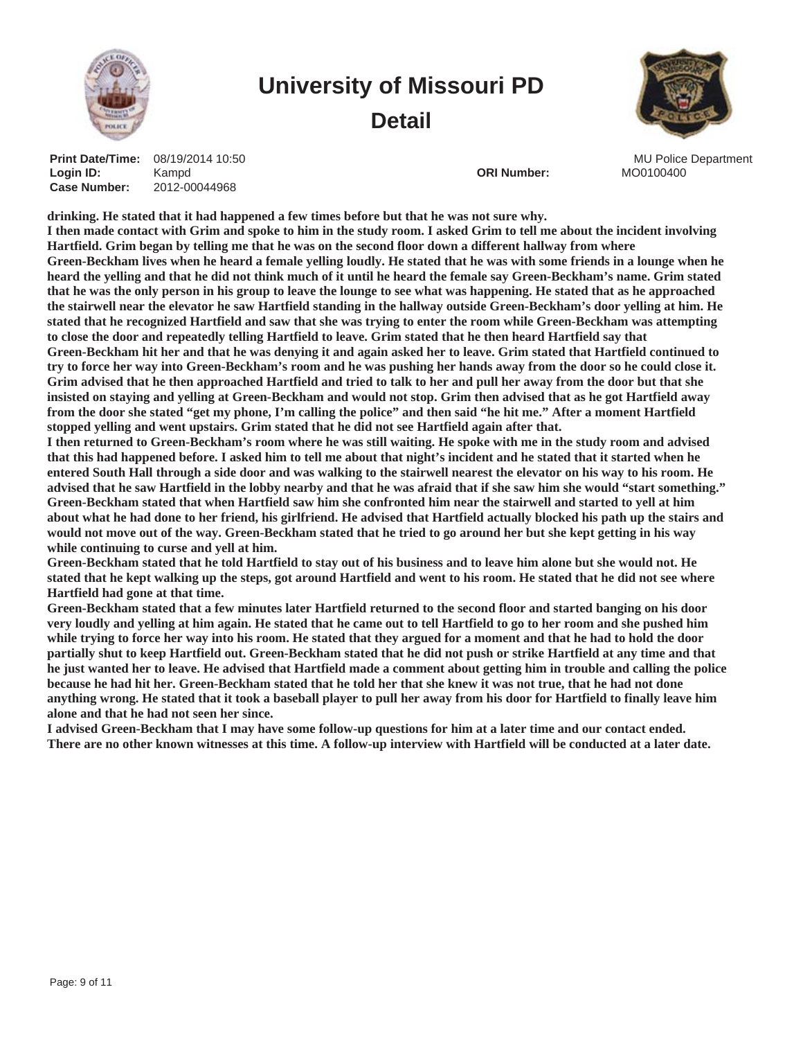drinking. He stated that it had happened a few times before but that he was not sure why.

I then made contact with Grim and spoke to him in the study room. I asked Grim to tell me about the incident involving Hartfield. Grim began by telling me that he was on the second floor down a different hallway from where Green-Beckham lives when he heard a female yelling loudly. He stated that he was with some friends in a lounge when he heard the yelling and that he did not think much of it until he heard the female say Green-Beckham's name. Grim stated that he was the only person in his group to leave the lounge to see what was happening. He stated that as he approached the stairwell near the elevator he saw Hartfield standing in the hallway outside Green-Beckham's door yelling at him. He stated that he recognized Hartfield and saw that she was trying to enter the room while Green-Beckham was attempting to close the door and repeatedly telling Hartfield to leave. Grim stated that he then heard Hartfield say that Green-Beckham hit her and that he was denying it and again asked her to leave. Grim stated that Hartfield continued to try to force her way into Green-Beckham's room and he was pushing her hands away from the door so he could close it. Grim advised that he then approached Hartfield and tried to talk to her and pull her away from the door but that she insisted on staying and yelling at Green-Beckham and would not stop. Grim then advised that as he got Hartfield away from the door she stated "get my phone, I'm calling the police" and then said "he hit me." After a moment Hartfield stopped yelling and went upstairs. Grim stated that he did not see Hartfield again after that.

I then returned to Green-Beckham's room where he was still waiting. He spoke with me in the study room and advised that this had happened before. I asked him to tell me about that night's incident and he stated that it started when he entered South Hall through a side door and was walking to the stairwell nearest the elevator on his way to his room. He advised that he saw Hartfield in the lobby nearby and that he was afraid that if she saw him she would "start something." Green-Beckham stated that when Hartfield saw him she confronted him near the stairwell and started to yell at him about what he had done to her friend, his girlfriend. He advised that Hartfield actually blocked his path up the stairs and would not move out of the way. Green-Beckham stated that he tried to go around her but she kept getting in his way while continuing to curse and yell at him.

Green-Beckham stated that he told Hartfield to stay out of his business and to leave him alone but she would not. He stated that he kept walking up the steps, got around Hartfield and went to his room. He stated that he did not see where Hartfield had gone at that time.

Green-Beckham stated that a few minutes later Hartfield returned to the second floor and started banging on his door very loudly and yelling at him again. He stated that he came out to tell Hartfield to go to her room and she pushed him while trying to force her way into his room. He stated that they argued for a moment and that he had to hold the door partially shut to keep Hartfield out. Green-Beckham stated that he did not push or strike Hartfield at any time and that he just wanted her to leave. He advised that Hartfield made a comment about getting him in trouble and calling the police because he had hit her. Green-Beckham stated that he told her that she knew it was not true, that he had not done anything wrong. He stated that it took a baseball player to pull her away from his door for Hartfield to finally leave him alone and that he had not seen her since.

I advised Green-Beckham that I may have some follow-up questions for him at a later time and our contact ended. There are no other known witnesses at this time. A follow-up interview with Hartfield will be conducted at a later date.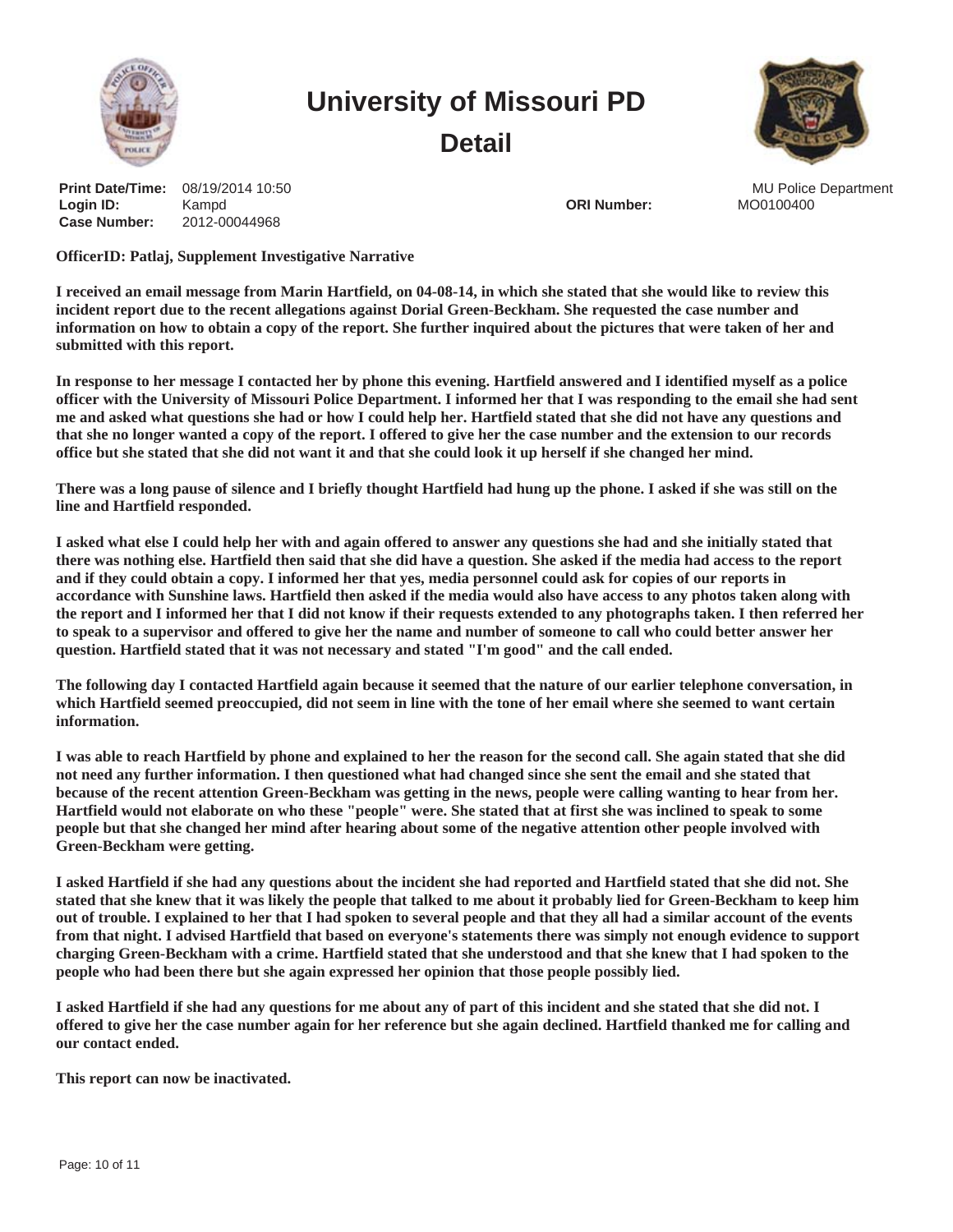# University of Missouri PD

## Detail

**Print Date/Time:** 08/19/2014 10:50
**Login ID:** Kampd
**Case Number:** 2012-00044968

**ORI Number:** MO0100400

MU Police Department

**OfficerID: Patlaj, Supplement Investigative Narrative**

**I received an email message from Marin Hartfield, on 04-08-14, in which she stated that she would like to review this incident report due to the recent allegations against Dorial Green-Beckham. She requested the case number and information on how to obtain a copy of the report. She further inquired about the pictures that were taken of her and submitted with this report.**

**In response to her message I contacted her by phone this evening. Hartfield answered and I identified myself as a police officer with the University of Missouri Police Department. I informed her that I was responding to the email she had sent me and asked what questions she had or how I could help her. Hartfield stated that she did not have any questions and that she no longer wanted a copy of the report. I offered to give her the case number and the extension to our records office but she stated that she did not want it and that she could look it up herself if she changed her mind.**

**There was a long pause of silence and I briefly thought Hartfield had hung up the phone. I asked if she was still on the line and Hartfield responded.**

**I asked what else I could help her with and again offered to answer any questions she had and she initially stated that there was nothing else. Hartfield then said that she did have a question. She asked if the media had access to the report and if they could obtain a copy. I informed her that yes, media personnel could ask for copies of our reports in accordance with Sunshine laws. Hartfield then asked if the media would also have access to any photos taken along with the report and I informed her that I did not know if their requests extended to any photographs taken. I then referred her to speak to a supervisor and offered to give her the name and number of someone to call who could better answer her question. Hartfield stated that it was not necessary and stated "I'm good" and the call ended.**

**The following day I contacted Hartfield again because it seemed that the nature of our earlier telephone conversation, in which Hartfield seemed preoccupied, did not seem in line with the tone of her email where she seemed to want certain information.**

**I was able to reach Hartfield by phone and explained to her the reason for the second call. She again stated that she did not need any further information. I then questioned what had changed since she sent the email and she stated that because of the recent attention Green-Beckham was getting in the news, people were calling wanting to hear from her. Hartfield would not elaborate on who these "people" were. She stated that at first she was inclined to speak to some people but that she changed her mind after hearing about some of the negative attention other people involved with Green-Beckham were getting.**

**I asked Hartfield if she had any questions about the incident she had reported and Hartfield stated that she did not. She stated that she knew that it was likely the people that talked to me about it probably lied for Green-Beckham to keep him out of trouble. I explained to her that I had spoken to several people and that they all had a similar account of the events from that night. I advised Hartfield that based on everyone's statements there was simply not enough evidence to support charging Green-Beckham with a crime. Hartfield stated that she understood and that she knew that I had spoken to the people who had been there but she again expressed her opinion that those people possibly lied.**

**I asked Hartfield if she had any questions for me about any of part of this incident and she stated that she did not. I offered to give her the case number again for her reference but she again declined. Hartfield thanked me for calling and our contact ended.**

**This report can now be inactivated.**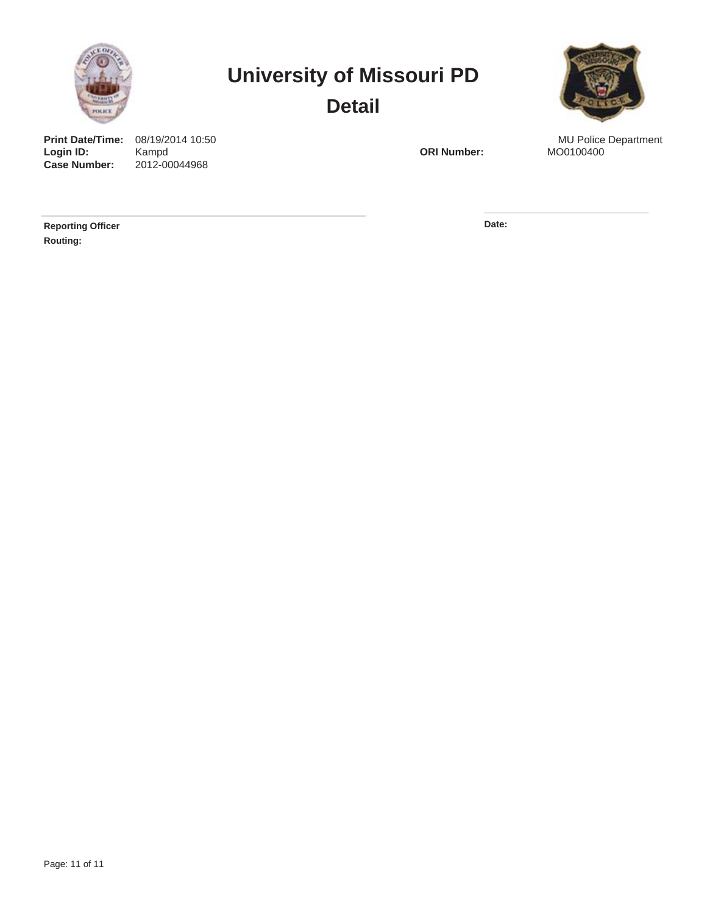# University of Missouri PD

## Detail

**Print Date/Time:** 08/19/2014 10:50
**Login ID:** Kampd
**Case Number:** 2012-00044968

MU Police Department
**ORI Number:** MO0100400

**Reporting Officer**

**Date:**

**Routing:**